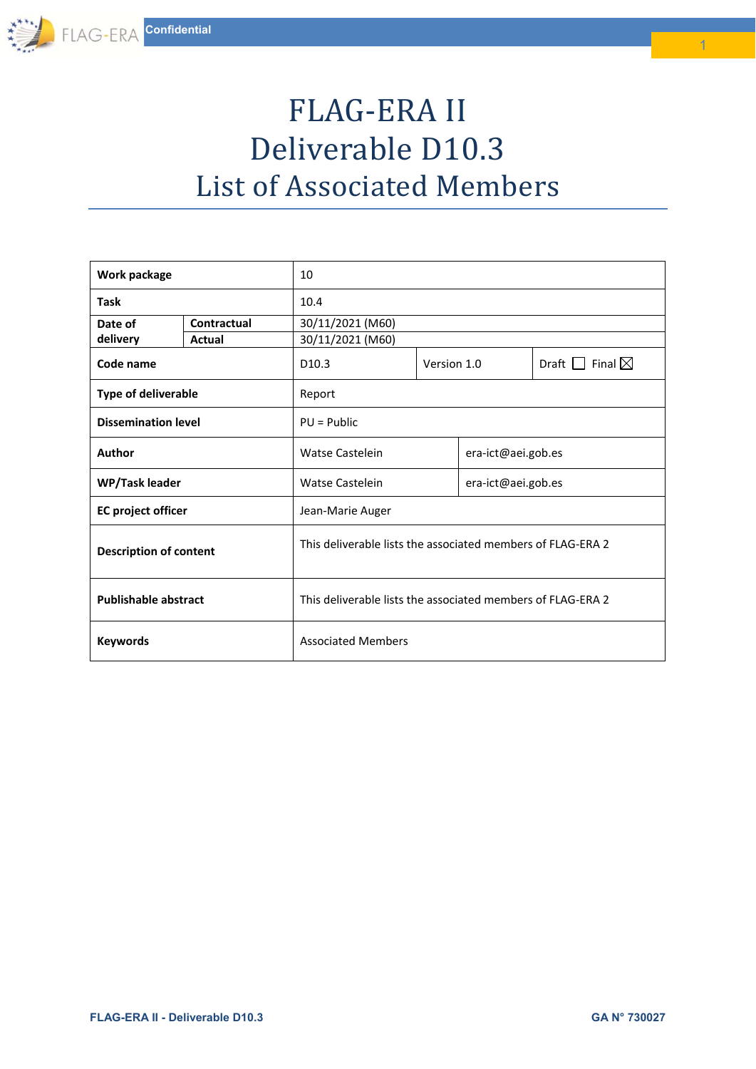# FLAG-ERA II
# Deliverable D10.3
# List of Associated Members

| **Work package** | | 10 | | |
|---|---|---|---|---|
| **Task** | | 10.4 | | |
| **Date of delivery** | **Contractual** | 30/11/2021 (M60) | | |
| | **Actual** | 30/11/2021 (M60) | | |
| **Code name** | | D10.3 | Version 1.0 | Draft ☐ Final ☒ |
| **Type of deliverable** | | Report | | |
| **Dissemination level** | | PU = Public | | |
| **Author** | | Watse Castelein | era-ict@aei.gob.es | |
| **WP/Task leader** | | Watse Castelein | era-ict@aei.gob.es | |
| **EC project officer** | | Jean-Marie Auger | | |
| **Description of content** | | This deliverable lists the associated members of FLAG-ERA 2 | | |
| **Publishable abstract** | | This deliverable lists the associated members of FLAG-ERA 2 | | |
| **Keywords** | | Associated Members | | |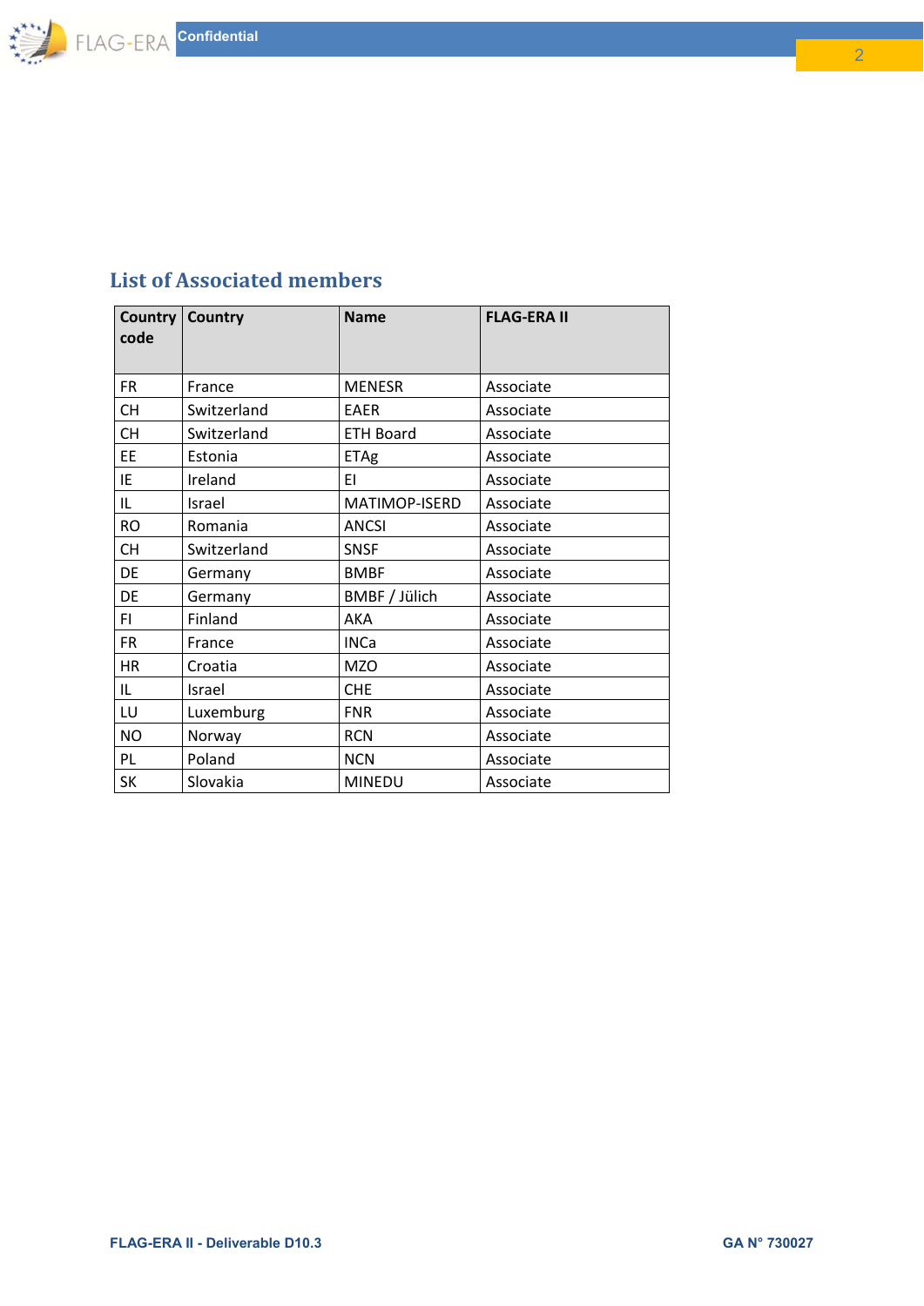## List of Associated members

| Country code | Country | Name | FLAG-ERA II |
|---|---|---|---|
| FR | France | MENESR | Associate |
| CH | Switzerland | EAER | Associate |
| CH | Switzerland | ETH Board | Associate |
| EE | Estonia | ETAg | Associate |
| IE | Ireland | EI | Associate |
| IL | Israel | MATIMOP-ISERD | Associate |
| RO | Romania | ANCSI | Associate |
| CH | Switzerland | SNSF | Associate |
| DE | Germany | BMBF | Associate |
| DE | Germany | BMBF / Jülich | Associate |
| FI | Finland | AKA | Associate |
| FR | France | INCa | Associate |
| HR | Croatia | MZO | Associate |
| IL | Israel | CHE | Associate |
| LU | Luxemburg | FNR | Associate |
| NO | Norway | RCN | Associate |
| PL | Poland | NCN | Associate |
| SK | Slovakia | MINEDU | Associate |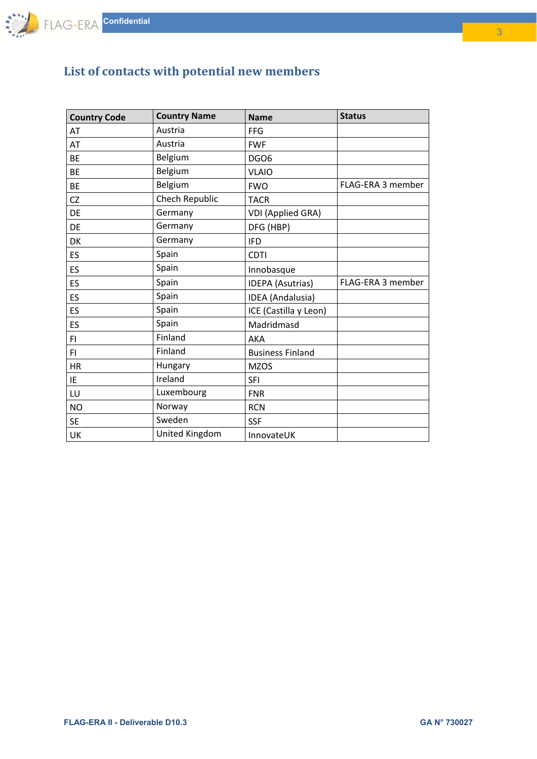## List of contacts with potential new members

| Country Code | Country Name | Name | Status |
|---|---|---|---|
| AT | Austria | FFG | |
| AT | Austria | FWF | |
| BE | Belgium | DGO6 | |
| BE | Belgium | VLAIO | |
| BE | Belgium | FWO | FLAG-ERA 3 member |
| CZ | Chech Republic | TACR | |
| DE | Germany | VDI (Applied GRA) | |
| DE | Germany | DFG (HBP) | |
| DK | Germany | IFD | |
| ES | Spain | CDTI | |
| ES | Spain | Innobasque | |
| ES | Spain | IDEPA (Asutrias) | FLAG-ERA 3 member |
| ES | Spain | IDEA (Andalusia) | |
| ES | Spain | ICE (Castilla y Leon) | |
| ES | Spain | Madridmasd | |
| FI | Finland | AKA | |
| FI | Finland | Business Finland | |
| HR | Hungary | MZOS | |
| IE | Ireland | SFI | |
| LU | Luxembourg | FNR | |
| NO | Norway | RCN | |
| SE | Sweden | SSF | |
| UK | United Kingdom | InnovateUK | |